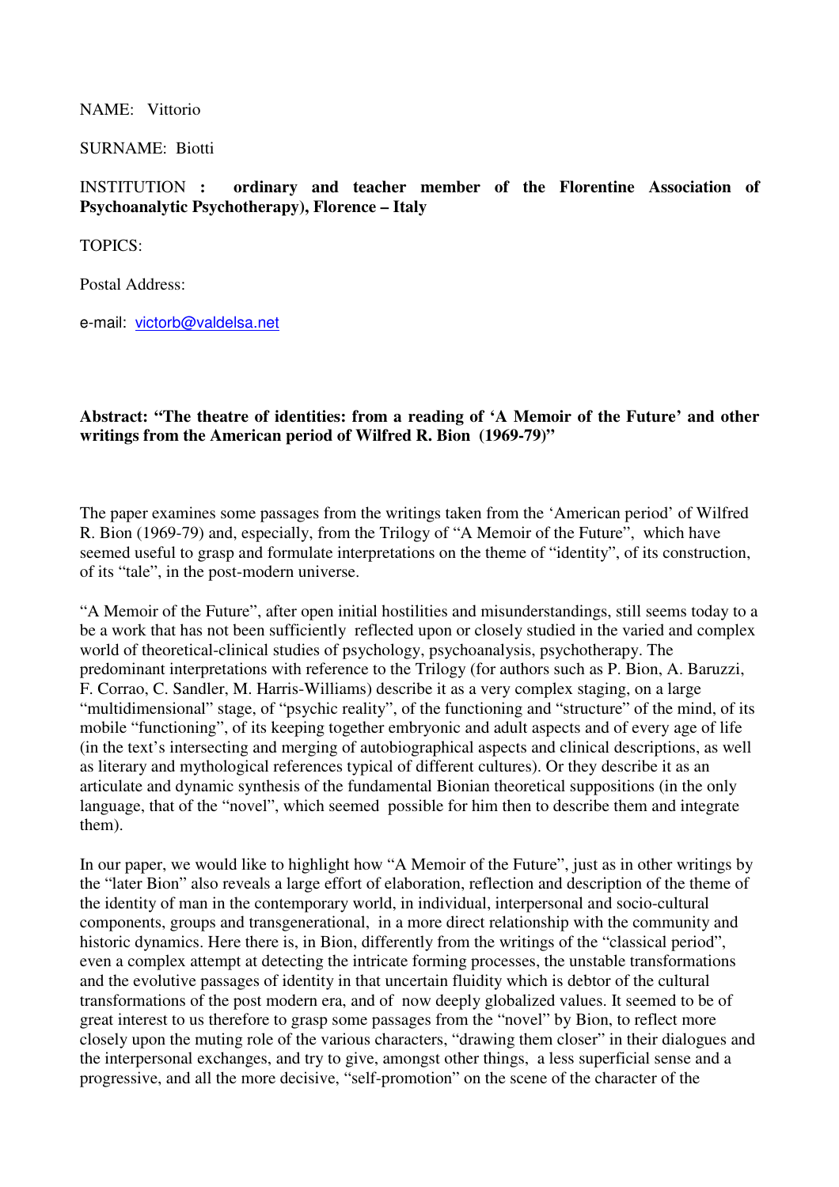NAME: Vittorio

SURNAME: Biotti

INSTITUTION : **ordinary and teacher member of the Florentine Association of Psychoanalytic Psychotherapy), Florence – Italy**

TOPICS:

Postal Address:

e-mail: victorb@valdelsa.net

**Abstract: "The theatre of identities: from a reading of 'A Memoir of the Future' and other writings from the American period of Wilfred R. Bion (1969-79)"**

The paper examines some passages from the writings taken from the 'American period' of Wilfred R. Bion (1969-79) and, especially, from the Trilogy of "A Memoir of the Future", which have seemed useful to grasp and formulate interpretations on the theme of "identity", of its construction, of its "tale", in the post-modern universe.

"A Memoir of the Future", after open initial hostilities and misunderstandings, still seems today to a be a work that has not been sufficiently reflected upon or closely studied in the varied and complex world of theoretical-clinical studies of psychology, psychoanalysis, psychotherapy. The predominant interpretations with reference to the Trilogy (for authors such as P. Bion, A. Baruzzi, F. Corrao, C. Sandler, M. Harris-Williams) describe it as a very complex staging, on a large "multidimensional" stage, of "psychic reality", of the functioning and "structure" of the mind, of its mobile "functioning", of its keeping together embryonic and adult aspects and of every age of life (in the text's intersecting and merging of autobiographical aspects and clinical descriptions, as well as literary and mythological references typical of different cultures). Or they describe it as an articulate and dynamic synthesis of the fundamental Bionian theoretical suppositions (in the only language, that of the "novel", which seemed possible for him then to describe them and integrate them).

In our paper, we would like to highlight how "A Memoir of the Future", just as in other writings by the "later Bion" also reveals a large effort of elaboration, reflection and description of the theme of the identity of man in the contemporary world, in individual, interpersonal and socio-cultural components, groups and transgenerational, in a more direct relationship with the community and historic dynamics. Here there is, in Bion, differently from the writings of the "classical period", even a complex attempt at detecting the intricate forming processes, the unstable transformations and the evolutive passages of identity in that uncertain fluidity which is debtor of the cultural transformations of the post modern era, and of now deeply globalized values. It seemed to be of great interest to us therefore to grasp some passages from the "novel" by Bion, to reflect more closely upon the muting role of the various characters, "drawing them closer" in their dialogues and the interpersonal exchanges, and try to give, amongst other things, a less superficial sense and a progressive, and all the more decisive, "self-promotion" on the scene of the character of the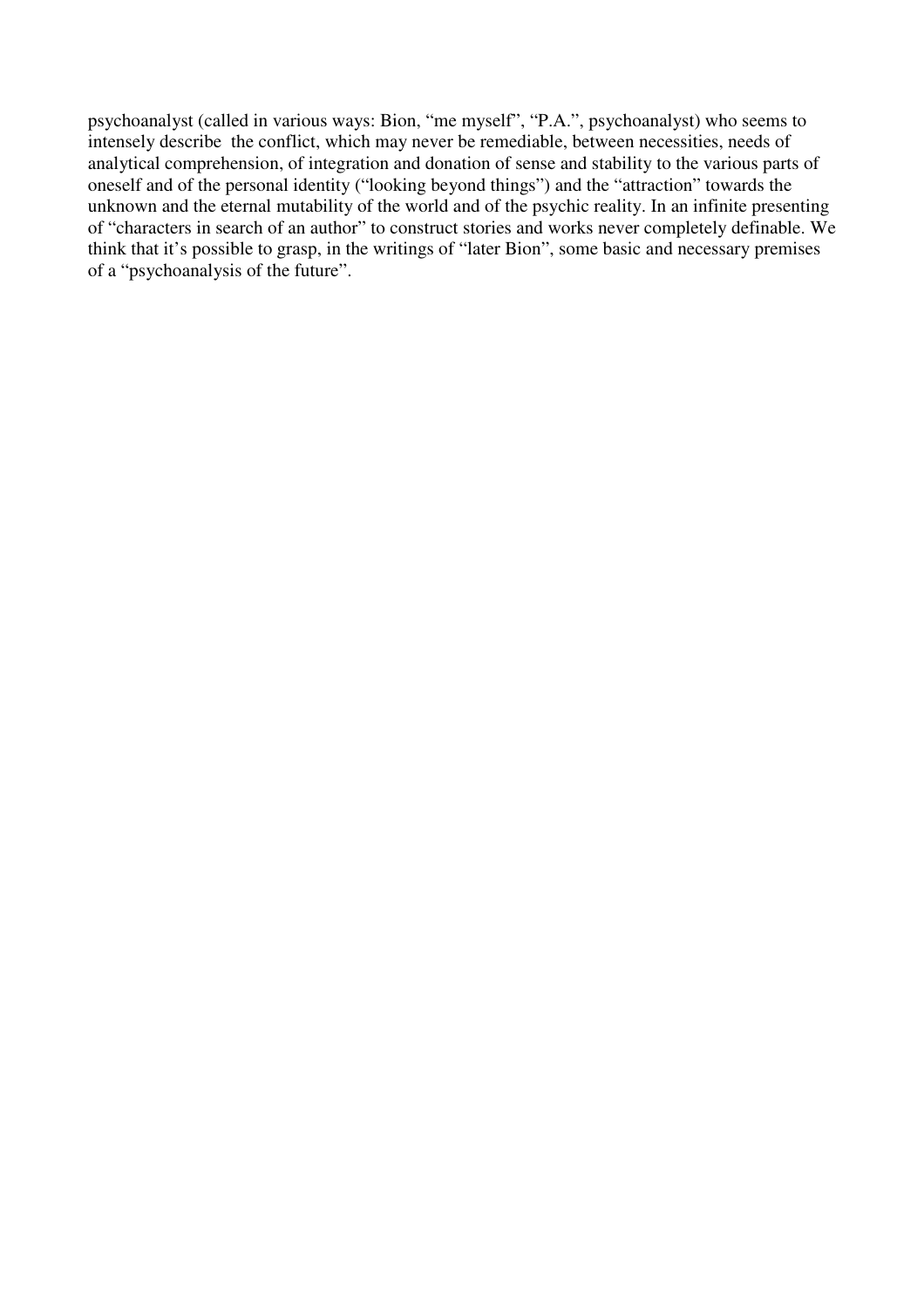psychoanalyst (called in various ways: Bion, "me myself", "P.A.", psychoanalyst) who seems to intensely describe the conflict, which may never be remediable, between necessities, needs of analytical comprehension, of integration and donation of sense and stability to the various parts of oneself and of the personal identity ("looking beyond things") and the "attraction" towards the unknown and the eternal mutability of the world and of the psychic reality. In an infinite presenting of "characters in search of an author" to construct stories and works never completely definable. We think that it's possible to grasp, in the writings of "later Bion", some basic and necessary premises of a "psychoanalysis of the future".